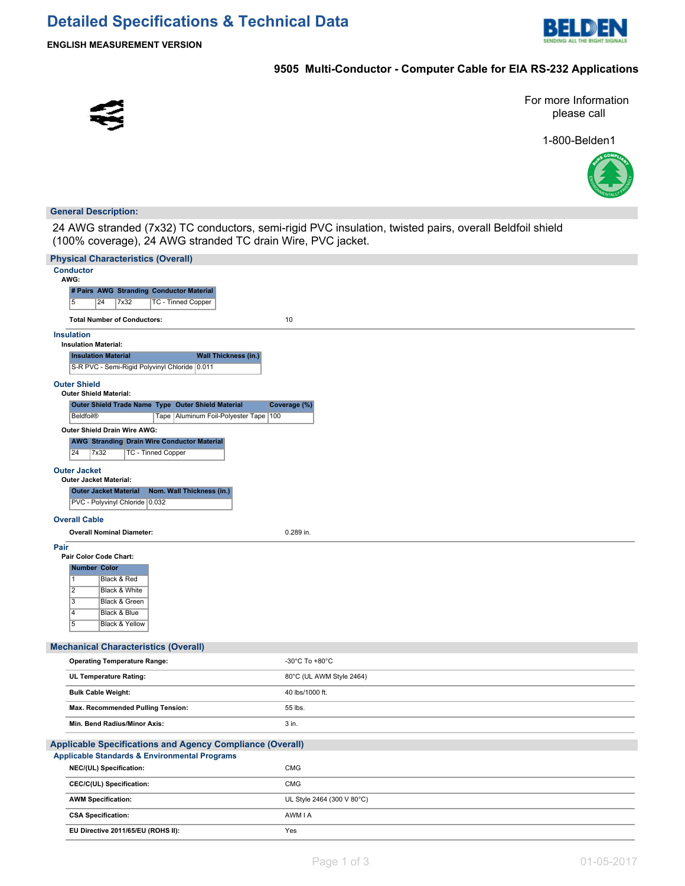# Detailed Specifications & Technical Data

**ENGLISH MEASUREMENT VERSION**

## 9505 Multi-Conductor - Computer Cable for EIA RS-232 Applications

For more Information please call

1-800-Belden1

### General Description:

24 AWG stranded (7x32) TC conductors, semi-rigid PVC insulation, twisted pairs, overall Beldfoil shield (100% coverage), 24 AWG stranded TC drain Wire, PVC jacket.

### Physical Characteristics (Overall)

#### Conductor

**AWG:**

| # Pairs | AWG | Stranding | Conductor Material |
|---|---|---|---|
| 5 | 24 | 7x32 | TC - Tinned Copper |

**Total Number of Conductors:** 10

#### Insulation

**Insulation Material:**

| Insulation Material | Wall Thickness (in.) |
|---|---|
| S-R PVC - Semi-Rigid Polyvinyl Chloride | 0.011 |

#### Outer Shield

**Outer Shield Material:**

| Outer Shield Trade Name | Type | Outer Shield Material | Coverage (%) |
|---|---|---|---|
| Beldfoil® | Tape | Aluminum Foil-Polyester Tape | 100 |

**Outer Shield Drain Wire AWG:**

| AWG | Stranding | Drain Wire Conductor Material |
|---|---|---|
| 24 | 7x32 | TC - Tinned Copper |

#### Outer Jacket

**Outer Jacket Material:**

| Outer Jacket Material | Nom. Wall Thickness (in.) |
|---|---|
| PVC - Polyvinyl Chloride | 0.032 |

#### Overall Cable

**Overall Nominal Diameter:** 0.289 in.

#### Pair

**Pair Color Code Chart:**

| Number | Color |
|---|---|
| 1 | Black & Red |
| 2 | Black & White |
| 3 | Black & Green |
| 4 | Black & Blue |
| 5 | Black & Yellow |

### Mechanical Characteristics (Overall)

| | |
|---|---|
| **Operating Temperature Range:** | -30°C To +80°C |
| **UL Temperature Rating:** | 80°C (UL AWM Style 2464) |
| **Bulk Cable Weight:** | 40 lbs/1000 ft. |
| **Max. Recommended Pulling Tension:** | 55 lbs. |
| **Min. Bend Radius/Minor Axis:** | 3 in. |

### Applicable Specifications and Agency Compliance (Overall)

#### Applicable Standards & Environmental Programs

| | |
|---|---|
| **NEC/(UL) Specification:** | CMG |
| **CEC/C(UL) Specification:** | CMG |
| **AWM Specification:** | UL Style 2464 (300 V 80°C) |
| **CSA Specification:** | AWM I A |
| **EU Directive 2011/65/EU (ROHS II):** | Yes |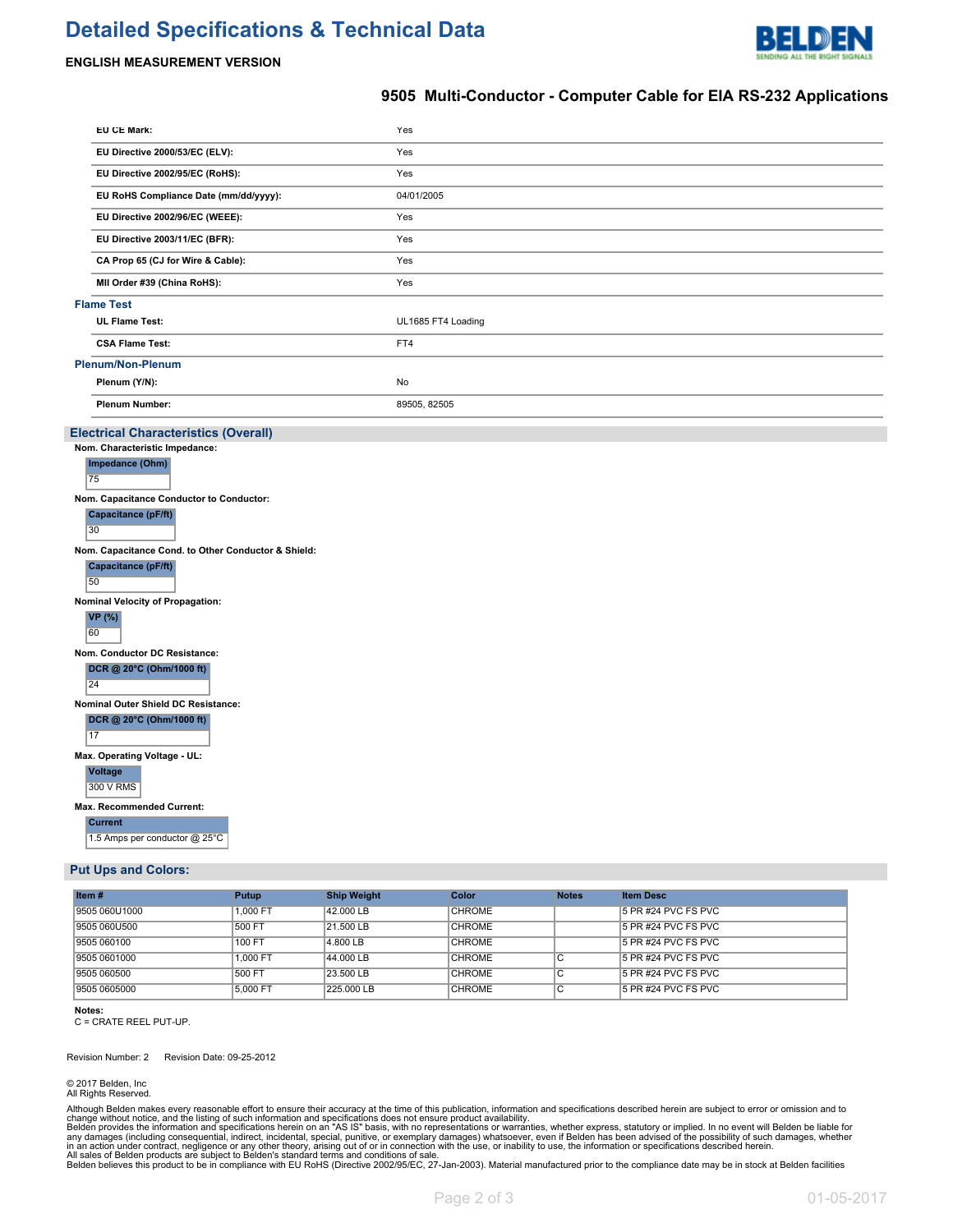# Detailed Specifications & Technical Data

**ENGLISH MEASUREMENT VERSION**

## 9505 Multi-Conductor - Computer Cable for EIA RS-232 Applications

| | |
|---|---|
| **EU CE Mark:** | Yes |
| **EU Directive 2000/53/EC (ELV):** | Yes |
| **EU Directive 2002/95/EC (RoHS):** | Yes |
| **EU RoHS Compliance Date (mm/dd/yyyy):** | 04/01/2005 |
| **EU Directive 2002/96/EC (WEEE):** | Yes |
| **EU Directive 2003/11/EC (BFR):** | Yes |
| **CA Prop 65 (CJ for Wire & Cable):** | Yes |
| **MII Order #39 (China RoHS):** | Yes |

### Flame Test

| | |
|---|---|
| **UL Flame Test:** | UL1685 FT4 Loading |
| **CSA Flame Test:** | FT4 |

### Plenum/Non-Plenum

| | |
|---|---|
| **Plenum (Y/N):** | No |
| **Plenum Number:** | 89505, 82505 |

## Electrical Characteristics (Overall)

**Nom. Characteristic Impedance:**

| Impedance (Ohm) |
|---|
| 75 |

**Nom. Capacitance Conductor to Conductor:**

| Capacitance (pF/ft) |
|---|
| 30 |

**Nom. Capacitance Cond. to Other Conductor & Shield:**

| Capacitance (pF/ft) |
|---|
| 50 |

**Nominal Velocity of Propagation:**

| VP (%) |
|---|
| 60 |

**Nom. Conductor DC Resistance:**

| DCR @ 20°C (Ohm/1000 ft) |
|---|
| 24 |

**Nominal Outer Shield DC Resistance:**

| DCR @ 20°C (Ohm/1000 ft) |
|---|
| 17 |

**Max. Operating Voltage - UL:**

| Voltage |
|---|
| 300 V RMS |

**Max. Recommended Current:**

| Current |
|---|
| 1.5 Amps per conductor @ 25°C |

## Put Ups and Colors:

| Item # | Putup | Ship Weight | Color | Notes | Item Desc |
|---|---|---|---|---|---|
| 9505 060U1000 | 1,000 FT | 42.000 LB | CHROME | | 5 PR #24 PVC FS PVC |
| 9505 060U500 | 500 FT | 21.500 LB | CHROME | | 5 PR #24 PVC FS PVC |
| 9505 060100 | 100 FT | 4.800 LB | CHROME | | 5 PR #24 PVC FS PVC |
| 9505 0601000 | 1,000 FT | 44.000 LB | CHROME | C | 5 PR #24 PVC FS PVC |
| 9505 060500 | 500 FT | 23.500 LB | CHROME | C | 5 PR #24 PVC FS PVC |
| 9505 0605000 | 5,000 FT | 225.000 LB | CHROME | C | 5 PR #24 PVC FS PVC |

**Notes:**
C = CRATE REEL PUT-UP.

Revision Number: 2 Revision Date: 09-25-2012

© 2017 Belden, Inc
All Rights Reserved.

Although Belden makes every reasonable effort to ensure their accuracy at the time of this publication, information and specifications described herein are subject to error or omission and to change without notice, and the listing of such information and specifications does not ensure product availability.
Belden provides the information and specifications herein on an "AS IS" basis, with no representations or warranties, whether express, statutory or implied. In no event will Belden be liable for any damages (including consequential, indirect, incidental, special, punitive, or exemplary damages) whatsoever, even if Belden has been advised of the possibility of such damages, whether in an action under contract, negligence or any other theory, arising out of or in connection with the use, or inability to use, the information or specifications described herein.
All sales of Belden products are subject to Belden's standard terms and conditions of sale.
Belden believes this product to be in compliance with EU RoHS (Directive 2002/95/EC, 27-Jan-2003). Material manufactured prior to the compliance date may be in stock at Belden facilities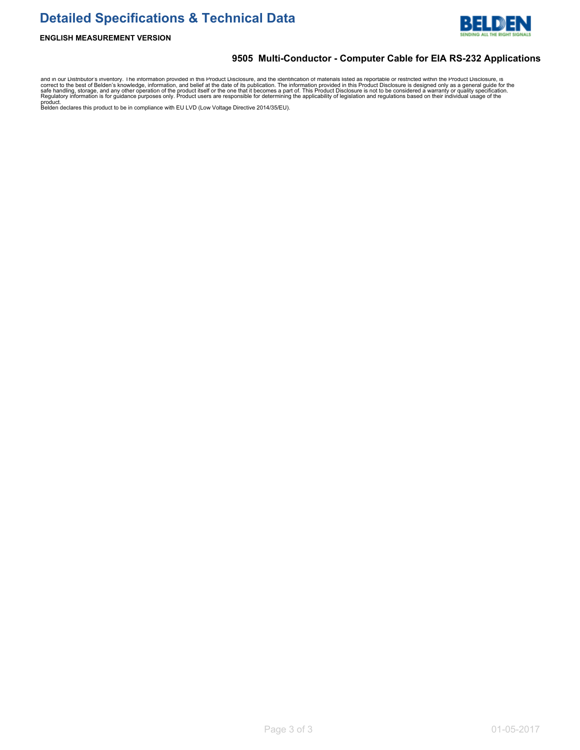and in our Distributor's inventory. The information provided in this Product Disclosure, and the identification of materials listed as reportable or restricted within the Product Disclosure, is correct to the best of Belden's knowledge, information, and belief at the date of its publication. The information provided in this Product Disclosure is designed only as a general guide for the safe handling, storage, and any other operation of the product itself or the one that it becomes a part of. This Product Disclosure is not to be considered a warranty or quality specification. Regulatory information is for guidance purposes only. Product users are responsible for determining the applicability of legislation and regulations based on their individual usage of the product.

Belden declares this product to be in compliance with EU LVD (Low Voltage Directive 2014/35/EU).